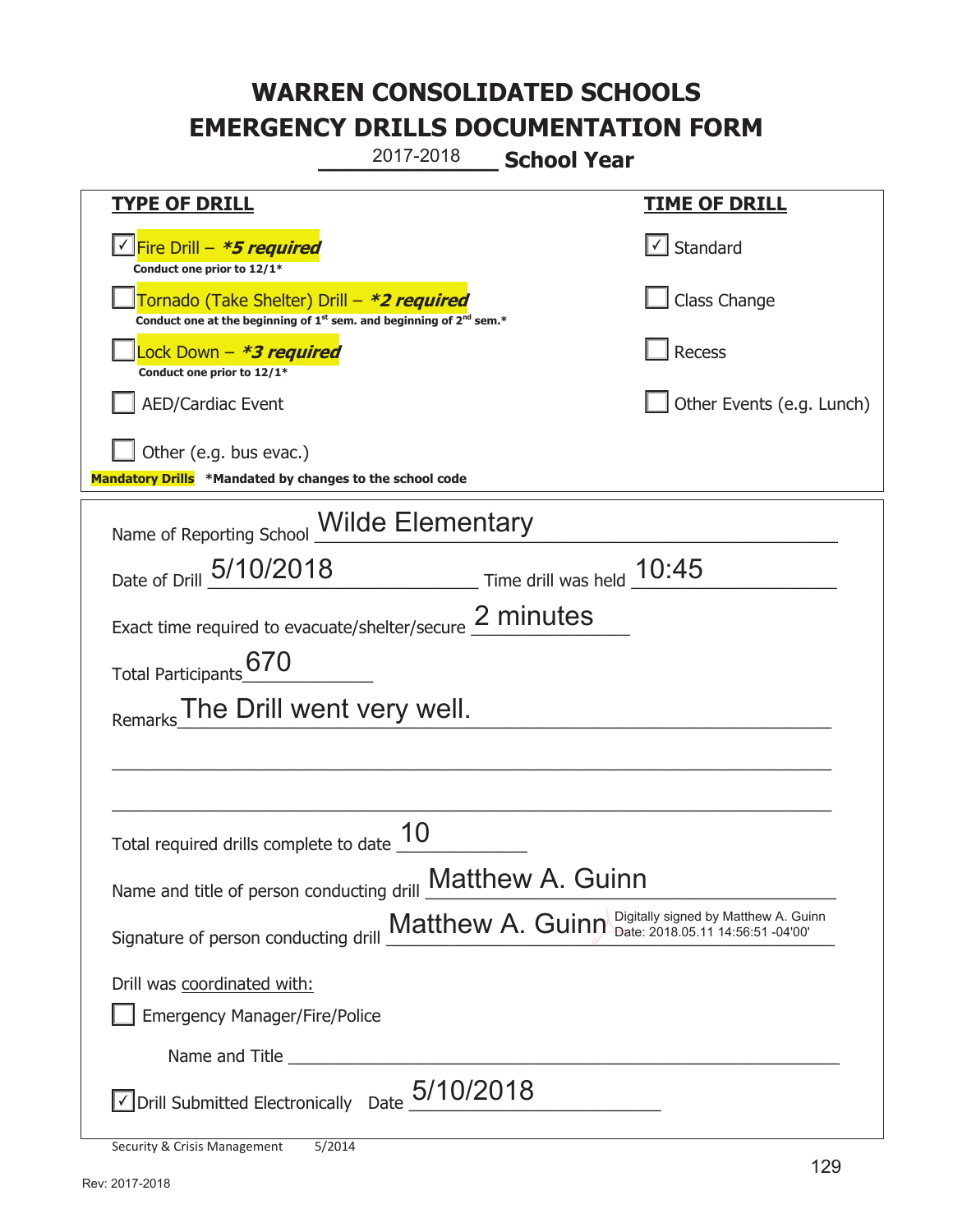# WARREN CONSOLIDATED SCHOOLS
# EMERGENCY DRILLS DOCUMENTATION FORM

2017-2018 **School Year**

| **TYPE OF DRILL** | **TIME OF DRILL** |
|---|---|
| ☑ Fire Drill – ***5 required*** <br> **Conduct one prior to 12/1*** | ☑ Standard |
| ☐ Tornado (Take Shelter) Drill – ***2 required*** <br> **Conduct one at the beginning of 1st sem. and beginning of 2nd sem.*** | ☐ Class Change |
| ☐ Lock Down – ***3 required*** <br> **Conduct one prior to 12/1*** | ☐ Recess |
| ☐ AED/Cardiac Event | ☐ Other Events (e.g. Lunch) |
| ☐ Other (e.g. bus evac.) | |

**Mandatory Drills** **\*Mandated by changes to the school code**

Name of Reporting School: Wilde Elementary

Date of Drill: 5/10/2018 Time drill was held: 10:45

Exact time required to evacuate/shelter/secure: 2 minutes

Total Participants: 670

Remarks: The Drill went very well.

Total required drills complete to date: 10

Name and title of person conducting drill: Matthew A. Guinn

Signature of person conducting drill: Matthew A. Guinn Digitally signed by Matthew A. Guinn Date: 2018.05.11 14:56:51 -04'00'

Drill was coordinated with:

☐ Emergency Manager/Fire/Police

Name and Title: ______________________

☑ Drill Submitted Electronically Date: 5/10/2018

Security & Crisis Management 5/2014

Rev: 2017-2018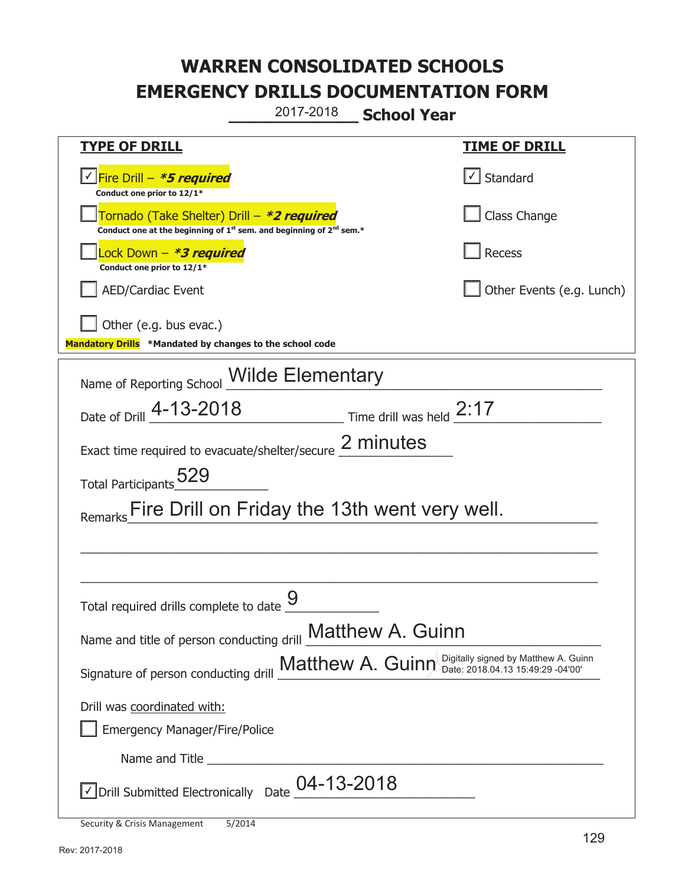# WARREN CONSOLIDATED SCHOOLS
# EMERGENCY DRILLS DOCUMENTATION FORM

2017-2018 **School Year**

| **TYPE OF DRILL** | **TIME OF DRILL** |
|---|---|
| ☑ Fire Drill – ***5 required*** <br> **Conduct one prior to 12/1*** | ☑ Standard |
| ☐ Tornado (Take Shelter) Drill – ***2 required*** <br> **Conduct one at the beginning of 1st sem. and beginning of 2nd sem.*** | ☐ Class Change |
| ☐ Lock Down – ***3 required*** <br> **Conduct one prior to 12/1*** | ☐ Recess |
| ☐ AED/Cardiac Event | ☐ Other Events (e.g. Lunch) |
| ☐ Other (e.g. bus evac.) | |

**Mandatory Drills** ***Mandated by changes to the school code**

Name of Reporting School: Wilde Elementary

Date of Drill: 4-13-2018  Time drill was held: 2:17

Exact time required to evacuate/shelter/secure: 2 minutes

Total Participants: 529

Remarks: Fire Drill on Friday the 13th went very well.

Total required drills complete to date: 9

Name and title of person conducting drill: Matthew A. Guinn

Signature of person conducting drill: Matthew A. Guinn (Digitally signed by Matthew A. Guinn Date: 2018.04.13 15:49:29 -04'00')

Drill was coordinated with:

☐ Emergency Manager/Fire/Police

Name and Title: ______

☑ Drill Submitted Electronically  Date: 04-13-2018

Security & Crisis Management 5/2014

Rev: 2017-2018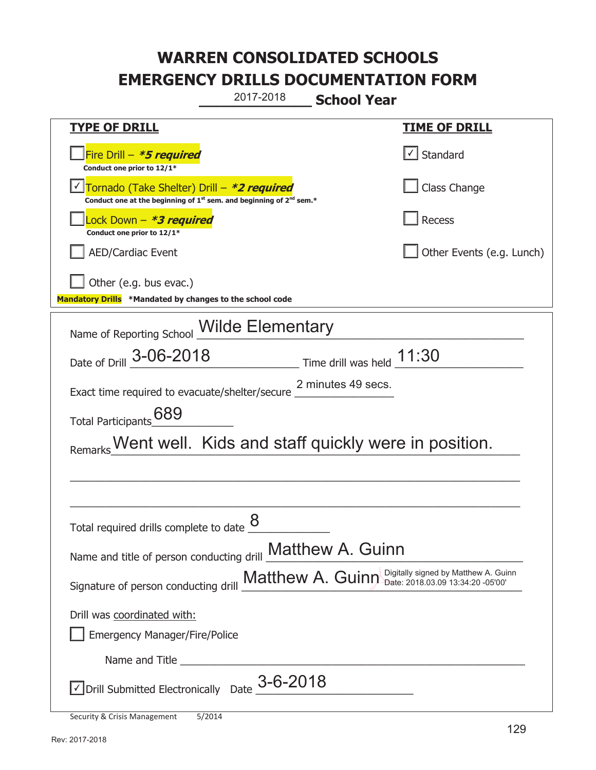# WARREN CONSOLIDATED SCHOOLS
# EMERGENCY DRILLS DOCUMENTATION FORM

2017-2018 **School Year**

| **TYPE OF DRILL** | **TIME OF DRILL** |
|---|---|
| ☐ Fire Drill – ***5 required** <br> **Conduct one prior to 12/1*** | ☑ Standard |
| ☑ Tornado (Take Shelter) Drill – ***2 required** <br> **Conduct one at the beginning of 1st sem. and beginning of 2nd sem.*** | ☐ Class Change |
| ☐ Lock Down – ***3 required** <br> **Conduct one prior to 12/1*** | ☐ Recess |
| ☐ AED/Cardiac Event | ☐ Other Events (e.g. Lunch) |
| ☐ Other (e.g. bus evac.) | |

**Mandatory Drills** **\*Mandated by changes to the school code**

Name of Reporting School: Wilde Elementary

Date of Drill: 3-06-2018 Time drill was held: 11:30

Exact time required to evacuate/shelter/secure: 2 minutes 49 secs.

Total Participants: 689

Remarks: Went well. Kids and staff quickly were in position.

Total required drills complete to date: 8

Name and title of person conducting drill: Matthew A. Guinn

Signature of person conducting drill: Matthew A. Guinn (Digitally signed by Matthew A. Guinn Date: 2018.03.09 13:34:20 -05'00')

Drill was coordinated with:

☐ Emergency Manager/Fire/Police

Name and Title ______________________

☑ Drill Submitted Electronically Date: 3-6-2018

Security & Crisis Management 5/2014

Rev: 2017-2018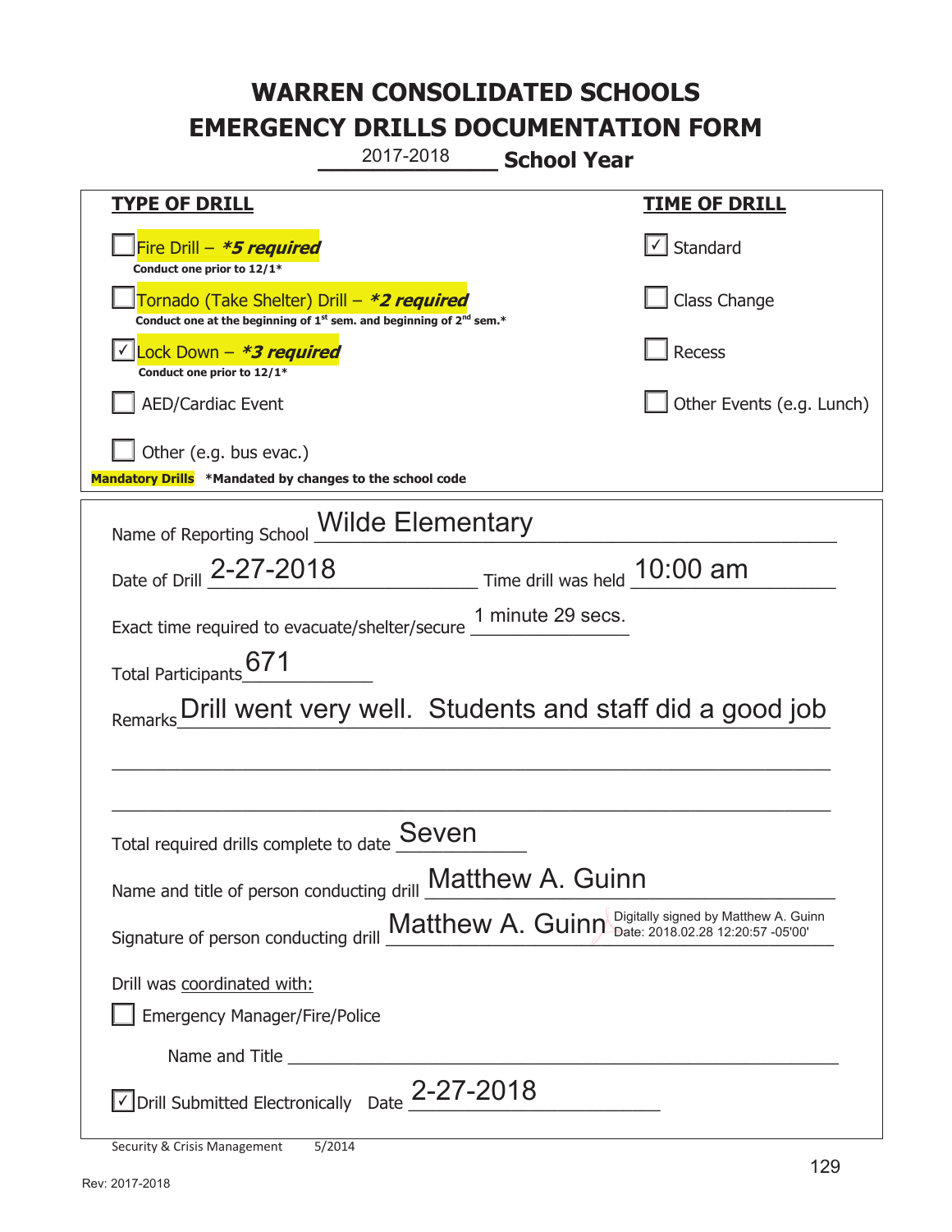# WARREN CONSOLIDATED SCHOOLS
# EMERGENCY DRILLS DOCUMENTATION FORM

2017-2018 **School Year**

| **TYPE OF DRILL** | **TIME OF DRILL** |
|---|---|
| ☐ Fire Drill – ***5 required** <br> **Conduct one prior to 12/1*** | ☑ Standard |
| ☐ Tornado (Take Shelter) Drill – ***2 required** <br> **Conduct one at the beginning of 1st sem. and beginning of 2nd sem.*** | ☐ Class Change |
| ☑ Lock Down – ***3 required** <br> **Conduct one prior to 12/1*** | ☐ Recess |
| ☐ AED/Cardiac Event | ☐ Other Events (e.g. Lunch) |
| ☐ Other (e.g. bus evac.) | |

**Mandatory Drills** ***Mandated by changes to the school code**

Name of Reporting School: Wilde Elementary

Date of Drill: 2-27-2018 Time drill was held: 10:00 am

Exact time required to evacuate/shelter/secure: 1 minute 29 secs.

Total Participants: 671

Remarks: Drill went very well. Students and staff did a good job

Total required drills complete to date: Seven

Name and title of person conducting drill: Matthew A. Guinn

Signature of person conducting drill: Matthew A. Guinn (Digitally signed by Matthew A. Guinn Date: 2018.02.28 12:20:57 -05'00')

Drill was coordinated with:

☐ Emergency Manager/Fire/Police

Name and Title ______________________

☑ Drill Submitted Electronically Date: 2-27-2018

Security & Crisis Management 5/2014

Rev: 2017-2018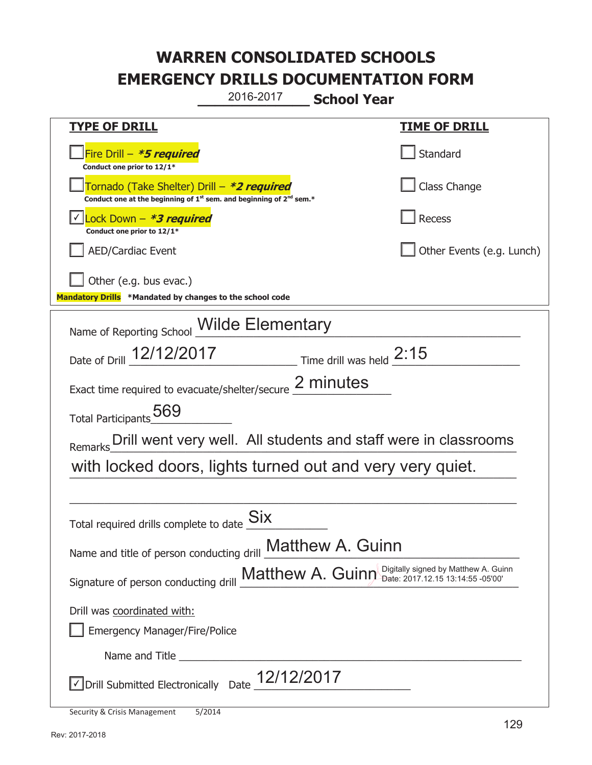# WARREN CONSOLIDATED SCHOOLS
# EMERGENCY DRILLS DOCUMENTATION FORM

2016-2017 **School Year**

| **TYPE OF DRILL** | **TIME OF DRILL** |
|---|---|
| ☐ Fire Drill – ***\*5 required*** <br> **Conduct one prior to 12/1\*** | ☐ Standard |
| ☐ Tornado (Take Shelter) Drill – ***\*2 required*** <br> **Conduct one at the beginning of 1st sem. and beginning of 2nd sem.\*** | ☐ Class Change |
| ☑ Lock Down – ***\*3 required*** <br> **Conduct one prior to 12/1\*** | ☐ Recess |
| ☐ AED/Cardiac Event | ☐ Other Events (e.g. Lunch) |
| ☐ Other (e.g. bus evac.) | |

**Mandatory Drills** **\*Mandated by changes to the school code**

Name of Reporting School: Wilde Elementary

Date of Drill: 12/12/2017 Time drill was held: 2:15

Exact time required to evacuate/shelter/secure: 2 minutes

Total Participants: 569

Remarks: Drill went very well. All students and staff were in classrooms with locked doors, lights turned out and very very quiet.

Total required drills complete to date: Six

Name and title of person conducting drill: Matthew A. Guinn

Signature of person conducting drill: Matthew A. Guinn Digitally signed by Matthew A. Guinn Date: 2017.12.15 13:14:55 -05'00'

Drill was coordinated with:

☐ Emergency Manager/Fire/Police

Name and Title ______________________________

☑ Drill Submitted Electronically Date: 12/12/2017

Security & Crisis Management 5/2014

Rev: 2017-2018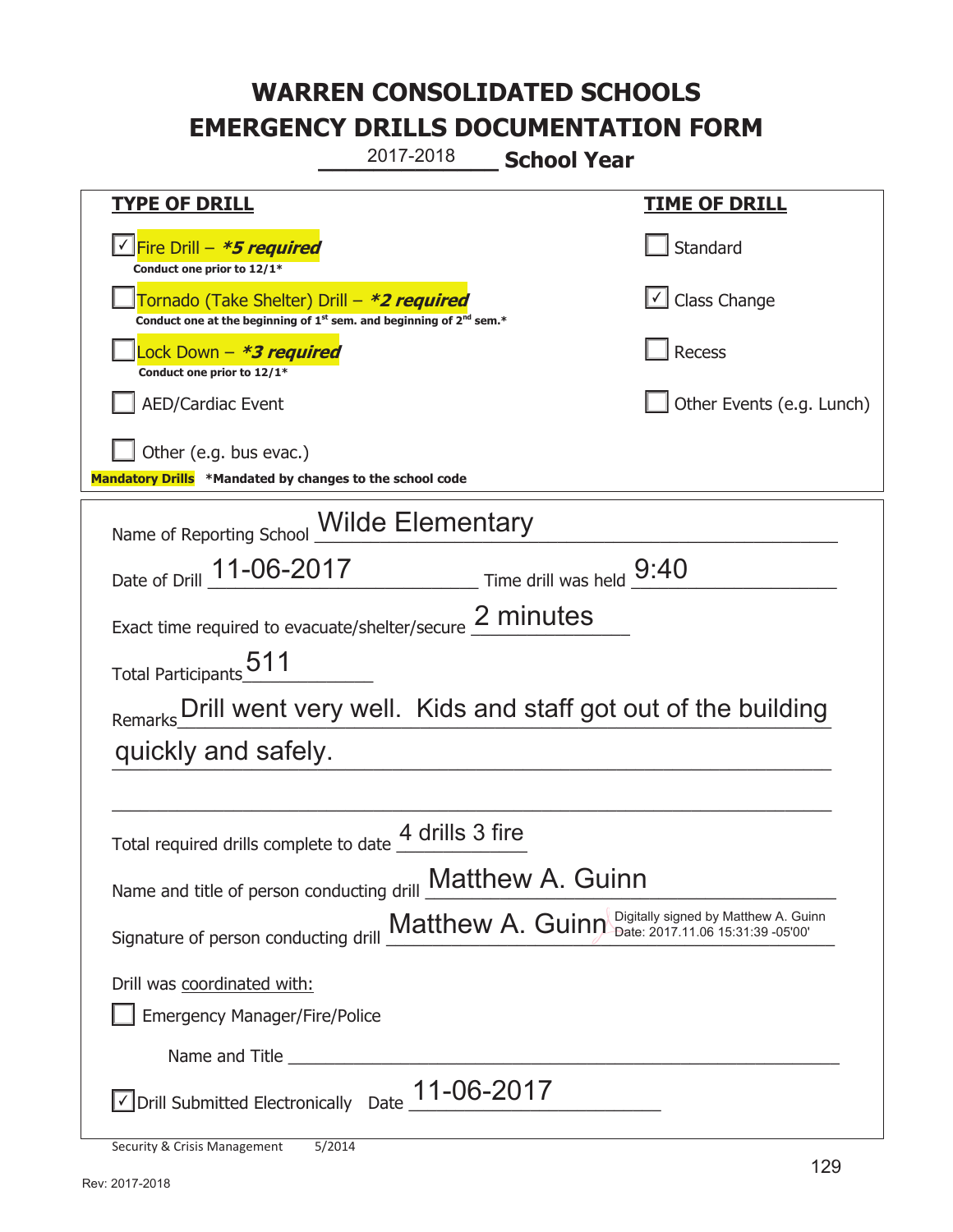# WARREN CONSOLIDATED SCHOOLS
# EMERGENCY DRILLS DOCUMENTATION FORM

2017-2018 **School Year**

| **TYPE OF DRILL** | **TIME OF DRILL** |
|---|---|
| ☑ Fire Drill – ***\*5 required*** <br> **Conduct one prior to 12/1\*** | ☐ Standard |
| ☐ Tornado (Take Shelter) Drill – ***\*2 required*** <br> **Conduct one at the beginning of 1st sem. and beginning of 2nd sem.\*** | ☑ Class Change |
| ☐ Lock Down – ***\*3 required*** <br> **Conduct one prior to 12/1\*** | ☐ Recess |
| ☐ AED/Cardiac Event | ☐ Other Events (e.g. Lunch) |
| ☐ Other (e.g. bus evac.) | |

**Mandatory Drills** **\*Mandated by changes to the school code**

Name of Reporting School: Wilde Elementary

Date of Drill: 11-06-2017 Time drill was held: 9:40

Exact time required to evacuate/shelter/secure: 2 minutes

Total Participants: 511

Remarks: Drill went very well. Kids and staff got out of the building quickly and safely.

Total required drills complete to date: 4 drills 3 fire

Name and title of person conducting drill: Matthew A. Guinn

Signature of person conducting drill: Matthew A. Guinn Digitally signed by Matthew A. Guinn Date: 2017.11.06 15:31:39 -05'00'

Drill was coordinated with:

☐ Emergency Manager/Fire/Police

Name and Title ______________________

☑ Drill Submitted Electronically Date: 11-06-2017

Security & Crisis Management 5/2014

Rev: 2017-2018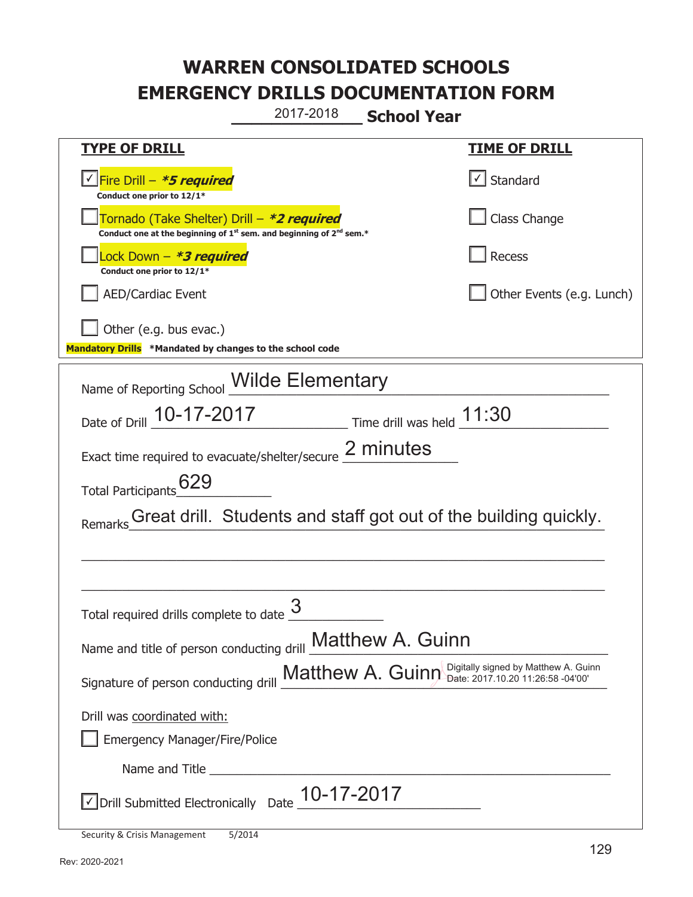# WARREN CONSOLIDATED SCHOOLS
# EMERGENCY DRILLS DOCUMENTATION FORM

2017-2018 **School Year**

| **TYPE OF DRILL** | **TIME OF DRILL** |
|---|---|
| ☑ Fire Drill – ***5 required*** Conduct one prior to 12/1* | ☑ Standard |
| ☐ Tornado (Take Shelter) Drill – ***2 required*** Conduct one at the beginning of 1st sem. and beginning of 2nd sem.* | ☐ Class Change |
| ☐ Lock Down – ***3 required*** Conduct one prior to 12/1* | ☐ Recess |
| ☐ AED/Cardiac Event | ☐ Other Events (e.g. Lunch) |
| ☐ Other (e.g. bus evac.) | |

**Mandatory Drills** ***Mandated by changes to the school code**

Name of Reporting School: Wilde Elementary

Date of Drill: 10-17-2017 Time drill was held: 11:30

Exact time required to evacuate/shelter/secure: 2 minutes

Total Participants: 629

Remarks: Great drill. Students and staff got out of the building quickly.

Total required drills complete to date: 3

Name and title of person conducting drill: Matthew A. Guinn

Signature of person conducting drill: Matthew A. Guinn Digitally signed by Matthew A. Guinn Date: 2017.10.20 11:26:58 -04'00'

Drill was coordinated with:

☐ Emergency Manager/Fire/Police

Name and Title ____________________

☑ Drill Submitted Electronically Date: 10-17-2017

Security & Crisis Management 5/2014

Rev: 2020-2021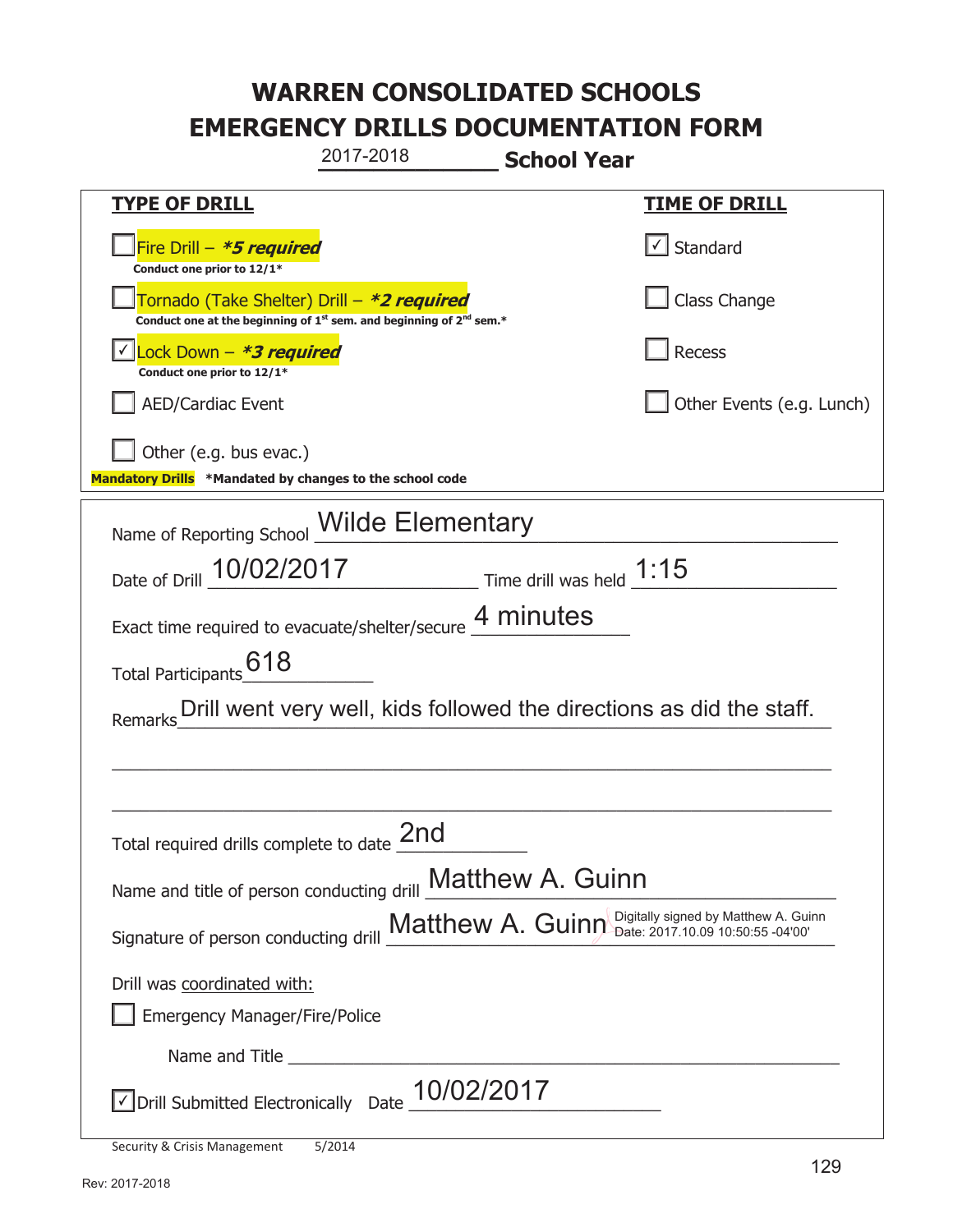# WARREN CONSOLIDATED SCHOOLS
# EMERGENCY DRILLS DOCUMENTATION FORM

2017-2018 **School Year**

| **TYPE OF DRILL** | **TIME OF DRILL** |
|---|---|
| ☐ Fire Drill – ***5 required** <br> **Conduct one prior to 12/1*** | ☑ Standard |
| ☐ Tornado (Take Shelter) Drill – ***2 required** <br> **Conduct one at the beginning of 1st sem. and beginning of 2nd sem.*** | ☐ Class Change |
| ☑ Lock Down – ***3 required** <br> **Conduct one prior to 12/1*** | ☐ Recess |
| ☐ AED/Cardiac Event | ☐ Other Events (e.g. Lunch) |
| ☐ Other (e.g. bus evac.) | |

**Mandatory Drills** **\*Mandated by changes to the school code**

Name of Reporting School: Wilde Elementary

Date of Drill: 10/02/2017 Time drill was held: 1:15

Exact time required to evacuate/shelter/secure: 4 minutes

Total Participants: 618

Remarks: Drill went very well, kids followed the directions as did the staff.

Total required drills complete to date: 2nd

Name and title of person conducting drill: Matthew A. Guinn

Signature of person conducting drill: Matthew A. Guinn (Digitally signed by Matthew A. Guinn Date: 2017.10.09 10:50:55 -04'00')

Drill was coordinated with:

☐ Emergency Manager/Fire/Police

Name and Title ______________________

☑ Drill Submitted Electronically Date: 10/02/2017

Security & Crisis Management 5/2014

Rev: 2017-2018